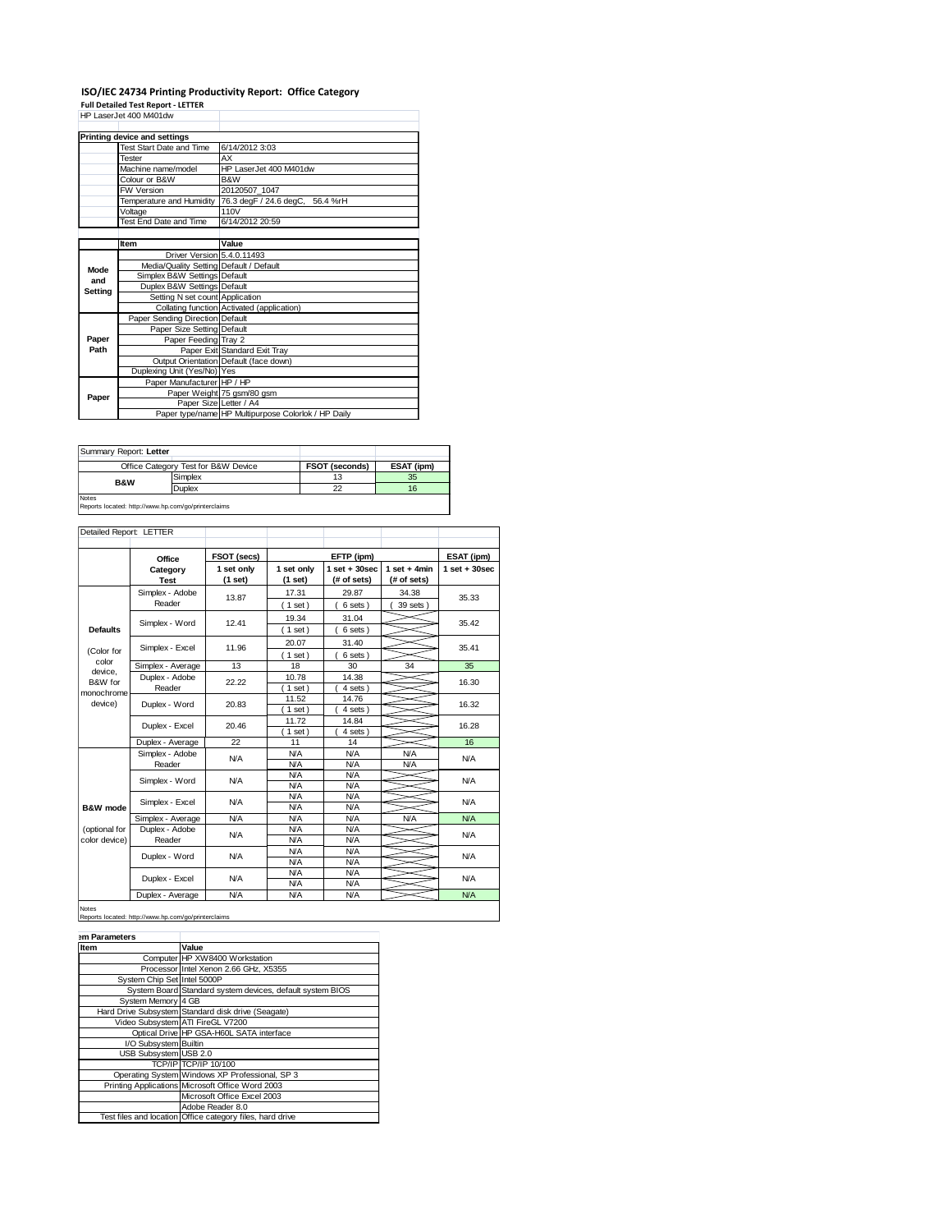# ISO/IEC 24734 Printing Productivity Report: Office Category

**Full Detailed Test Report - LETTER**

HP LaserJet 400 M401dw

| Printing device and settings | |
|---|---|
| Test Start Date and Time | 6/14/2012 3:03 |
| Tester | AX |
| Machine name/model | HP LaserJet 400 M401dw |
| Colour or B&W | B&W |
| FW Version | 20120507_1047 |
| Temperature and Humidity | 76.3 degF / 24.6 degC, 56.4 %rH |
| Voltage | 110V |
| Test End Date and Time | 6/14/2012 20:59 |

| | Item | Value |
|---|---|---|
| Mode and Setting | Driver Version | 5.4.0.11493 |
| | Media/Quality Setting | Default / Default |
| | Simplex B&W Settings | Default |
| | Duplex B&W Settings | Default |
| | Setting N set count | Application |
| | Collating function | Activated (application) |
| Paper Path | Paper Sending Direction | Default |
| | Paper Size Setting | Default |
| | Paper Feeding | Tray 2 |
| | Paper Exit | Standard Exit Tray |
| | Output Orientation | Default (face down) |
| | Duplexing Unit (Yes/No) | Yes |
| Paper | Paper Manufacturer | HP / HP |
| | Paper Weight | 75 gsm/80 gsm |
| | Paper Size | Letter / A4 |
| | Paper type/name | HP Multipurpose Colorlok / HP Daily |

Summary Report: **Letter**

| Office Category Test for B&W Device | | FSOT (seconds) | ESAT (ipm) |
|---|---|---|---|
| B&W | Simplex | 13 | 35 |
| | Duplex | 22 | 16 |

Notes
Reports located: http://www.hp.com/go/printerclaims

Detailed Report: LETTER

| | Office Category Test | FSOT (secs) 1 set only (1 set) | EFTP (ipm) 1 set only (1 set) | EFTP (ipm) 1 set + 30sec (# of sets) | EFTP (ipm) 1 set + 4min (# of sets) | ESAT (ipm) 1 set + 30sec |
|---|---|---|---|---|---|---|
| Defaults (Color for color device, B&W for monochrome device) | Simplex - Adobe Reader | 13.87 | 17.31 (1 set) | 29.87 (6 sets) | 34.38 (39 sets) | 35.33 |
| | Simplex - Word | 12.41 | 19.34 (1 set) | 31.04 (6 sets) | | 35.42 |
| | Simplex - Excel | 11.96 | 20.07 (1 set) | 31.40 (6 sets) | | 35.41 |
| | Simplex - Average | 13 | 18 | 30 | 34 | 35 |
| | Duplex - Adobe Reader | 22.22 | 10.78 (1 set) | 14.38 (4 sets) | | 16.30 |
| | Duplex - Word | 20.83 | 11.52 (1 set) | 14.76 (4 sets) | | 16.32 |
| | Duplex - Excel | 20.46 | 11.72 (1 set) | 14.84 (4 sets) | | 16.28 |
| | Duplex - Average | 22 | 11 | 14 | | 16 |
| B&W mode (optional for color device) | Simplex - Adobe Reader | N/A | N/A N/A | N/A N/A | N/A N/A | N/A |
| | Simplex - Word | N/A | N/A N/A | N/A N/A | | N/A |
| | Simplex - Excel | N/A | N/A N/A | N/A N/A | | N/A |
| | Simplex - Average | N/A | N/A | N/A | N/A | N/A |
| | Duplex - Adobe Reader | N/A | N/A N/A | N/A N/A | | N/A |
| | Duplex - Word | N/A | N/A N/A | N/A N/A | | N/A |
| | Duplex - Excel | N/A | N/A N/A | N/A N/A | | N/A |
| | Duplex - Average | N/A | N/A | N/A | | N/A |

Notes
Reports located: http://www.hp.com/go/printerclaims

em Parameters

| Item | Value |
|---|---|
| Computer | HP XW8400 Workstation |
| Processor | Intel Xenon 2.66 GHz, X5355 |
| System Chip Set | Intel 5000P |
| System Board | Standard system devices, default system BIOS |
| System Memory | 4 GB |
| Hard Drive Subsystem | Standard disk drive (Seagate) |
| Video Subsystem | ATI FireGL V7200 |
| Optical Drive | HP GSA-H60L SATA interface |
| I/O Subsystem | Builtin |
| USB Subsystem | USB 2.0 |
| TCP/IP | TCP/IP 10/100 |
| Operating System | Windows XP Professional, SP 3 |
| Printing Applications | Microsoft Office Word 2003 |
| | Microsoft Office Excel 2003 |
| | Adobe Reader 8.0 |
| Test files and location | Office category files, hard drive |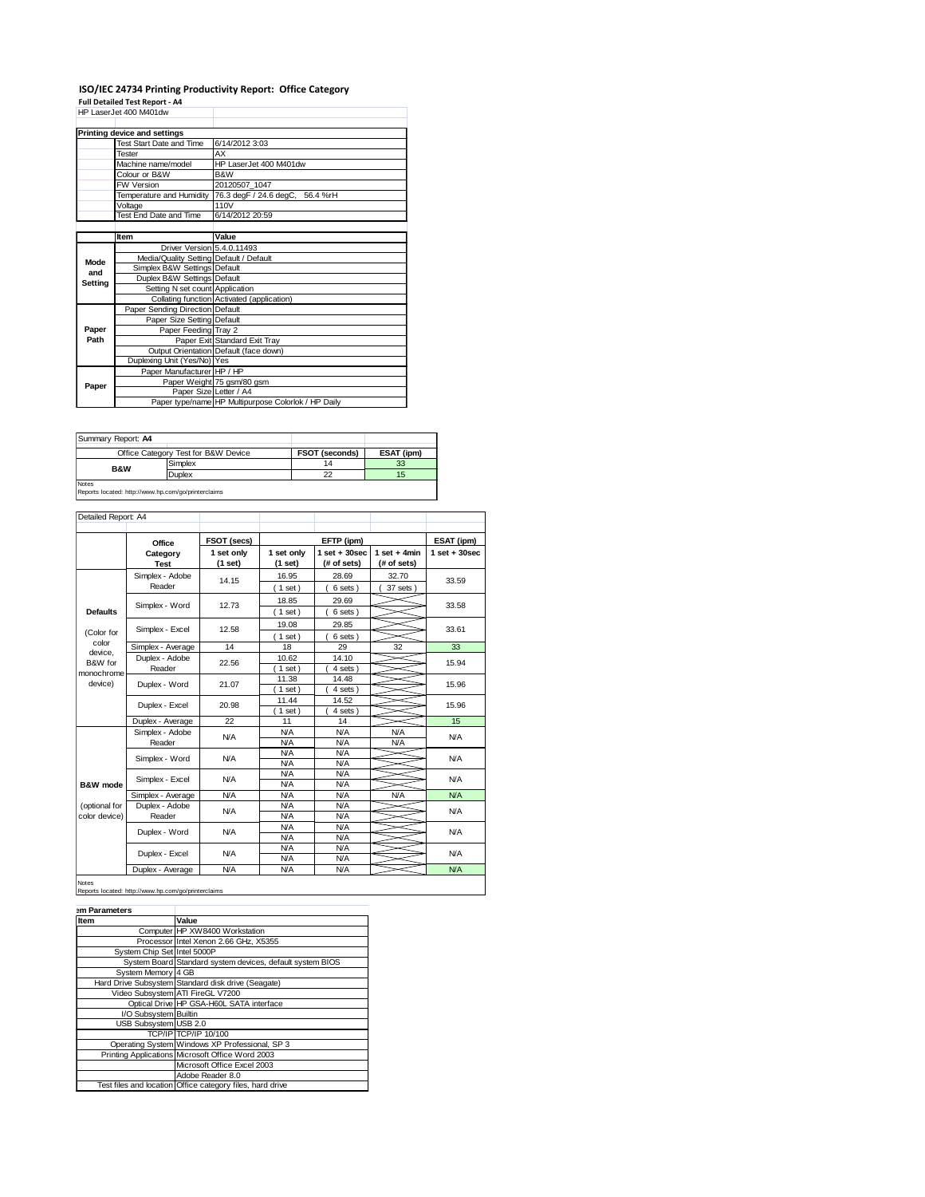# ISO/IEC 24734 Printing Productivity Report: Office Category

**Full Detailed Test Report - A4**

HP LaserJet 400 M401dw

| Printing device and settings | |
|---|---|
| Test Start Date and Time | 6/14/2012 3:03 |
| Tester | AX |
| Machine name/model | HP LaserJet 400 M401dw |
| Colour or B&W | B&W |
| FW Version | 20120507_1047 |
| Temperature and Humidity | 76.3 degF / 24.6 degC, 56.4 %rH |
| Voltage | 110V |
| Test End Date and Time | 6/14/2012 20:59 |

| | Item | Value |
|---|---|---|
| Mode and Setting | Driver Version | 5.4.0.11493 |
| | Media/Quality Setting | Default / Default |
| | Simplex B&W Settings | Default |
| | Duplex B&W Settings | Default |
| | Setting N set count | Application |
| | Collating function | Activated (application) |
| Paper Path | Paper Sending Direction | Default |
| | Paper Size Setting | Default |
| | Paper Feeding | Tray 2 |
| | Paper Exit | Standard Exit Tray |
| | Output Orientation | Default (face down) |
| | Duplexing Unit (Yes/No) | Yes |
| Paper | Paper Manufacturer | HP / HP |
| | Paper Weight | 75 gsm/80 gsm |
| | Paper Size | Letter / A4 |
| | Paper type/name | HP Multipurpose Colorlok / HP Daily |

Summary Report: **A4**

| Office Category Test for B&W Device | | FSOT (seconds) | ESAT (ipm) |
|---|---|---|---|
| B&W | Simplex | 14 | 33 |
| | Duplex | 22 | 15 |

Notes
Reports located: http://www.hp.com/go/printerclaims

Detailed Report: A4

| | Office Category Test | FSOT (secs) 1 set only (1 set) | EFTP (ipm) 1 set only (1 set) | EFTP (ipm) 1 set + 30sec (# of sets) | EFTP (ipm) 1 set + 4min (# of sets) | ESAT (ipm) 1 set + 30sec |
|---|---|---|---|---|---|---|
| Defaults (Color for color device, B&W for monochrome device) | Simplex - Adobe Reader | 14.15 | 16.95 (1 set) | 28.69 (6 sets) | 32.70 (37 sets) | 33.59 |
| | Simplex - Word | 12.73 | 18.85 (1 set) | 29.69 (6 sets) | | 33.58 |
| | Simplex - Excel | 12.58 | 19.08 (1 set) | 29.85 (6 sets) | | 33.61 |
| | Simplex - Average | 14 | 18 | 29 | 32 | 33 |
| | Duplex - Adobe Reader | 22.56 | 10.62 (1 set) | 14.10 (4 sets) | | 15.94 |
| | Duplex - Word | 21.07 | 11.38 (1 set) | 14.48 (4 sets) | | 15.96 |
| | Duplex - Excel | 20.98 | 11.44 (1 set) | 14.52 (4 sets) | | 15.96 |
| | Duplex - Average | 22 | 11 | 14 | | 15 |
| B&W mode (optional for color device) | Simplex - Adobe Reader | N/A | N/A N/A | N/A N/A | N/A N/A | N/A |
| | Simplex - Word | N/A | N/A N/A | N/A N/A | | N/A |
| | Simplex - Excel | N/A | N/A N/A | N/A N/A | | N/A |
| | Simplex - Average | N/A | N/A | N/A | N/A | N/A |
| | Duplex - Adobe Reader | N/A | N/A N/A | N/A N/A | | N/A |
| | Duplex - Word | N/A | N/A N/A | N/A N/A | | N/A |
| | Duplex - Excel | N/A | N/A N/A | N/A N/A | | N/A |
| | Duplex - Average | N/A | N/A | N/A | | N/A |

Notes
Reports located: http://www.hp.com/go/printerclaims

em Parameters

| Item | Value |
|---|---|
| Computer | HP XW8400 Workstation |
| Processor | Intel Xenon 2.66 GHz, X5355 |
| System Chip Set | Intel 5000P |
| System Board | Standard system devices, default system BIOS |
| System Memory | 4 GB |
| Hard Drive Subsystem | Standard disk drive (Seagate) |
| Video Subsystem | ATI FireGL V7200 |
| Optical Drive | HP GSA-H60L SATA interface |
| I/O Subsystem | Builtin |
| USB Subsystem | USB 2.0 |
| TCP/IP | TCP/IP 10/100 |
| Operating System | Windows XP Professional, SP 3 |
| Printing Applications | Microsoft Office Word 2003 |
| | Microsoft Office Excel 2003 |
| | Adobe Reader 8.0 |
| Test files and location | Office category files, hard drive |